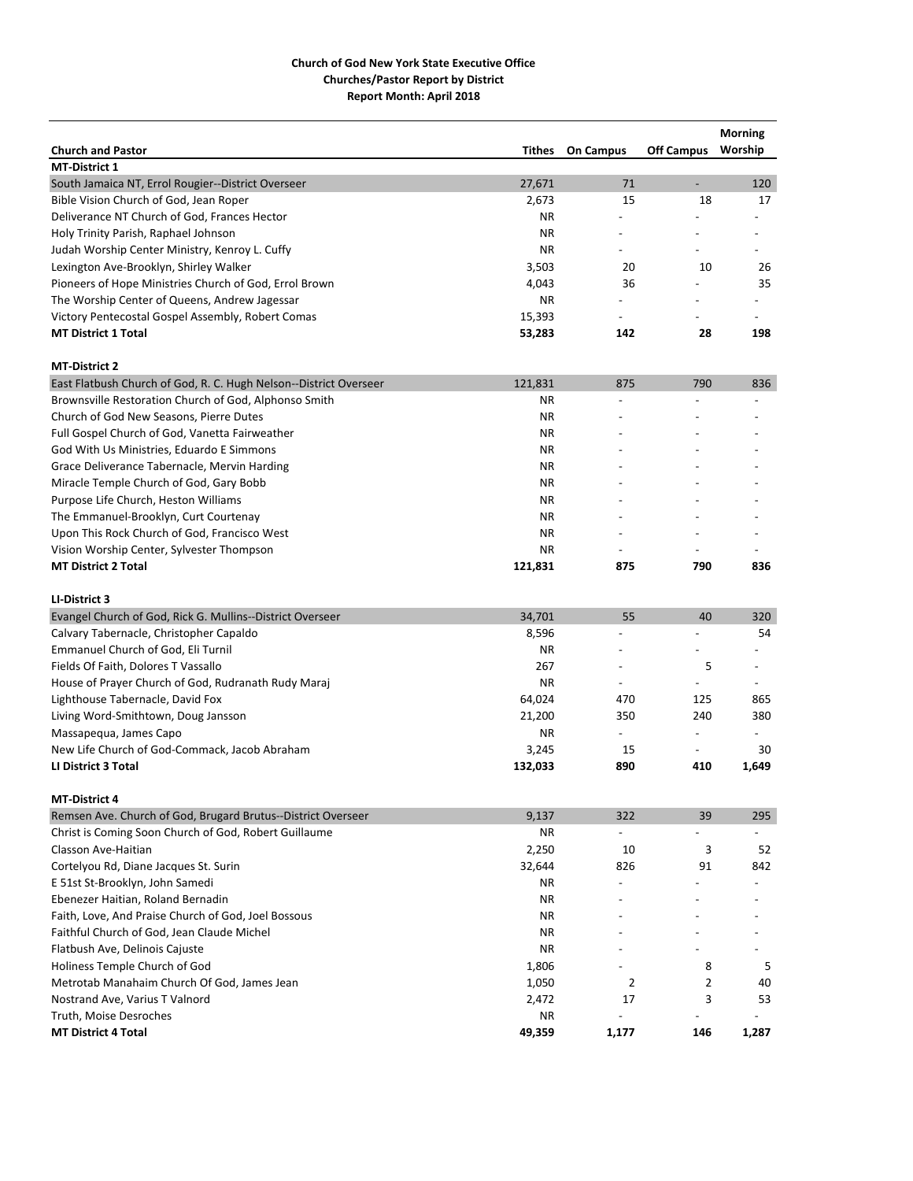**Church of God New York State Executive Office**
**Churches/Pastor Report by District**
**Report Month: April 2018**

| Church and Pastor | Tithes | On Campus | Off Campus | Morning Worship |
|---|---|---|---|---|
| **MT-District 1** | | | | |
| South Jamaica NT, Errol Rougier--District Overseer | 27,671 | 71 | - | 120 |
| Bible Vision Church of God, Jean Roper | 2,673 | 15 | 18 | 17 |
| Deliverance NT Church of God, Frances Hector | NR | - | - | - |
| Holy Trinity Parish, Raphael Johnson | NR | - | - | - |
| Judah Worship Center Ministry, Kenroy L. Cuffy | NR | - | - | - |
| Lexington Ave-Brooklyn, Shirley Walker | 3,503 | 20 | 10 | 26 |
| Pioneers of Hope Ministries Church of God, Errol Brown | 4,043 | 36 | - | 35 |
| The Worship Center of Queens, Andrew Jagessar | NR | - | - | - |
| Victory Pentecostal Gospel Assembly, Robert Comas | 15,393 | - | - | - |
| **MT District 1 Total** | **53,283** | **142** | **28** | **198** |
| **MT-District 2** | | | | |
| East Flatbush Church of God, R. C. Hugh Nelson--District Overseer | 121,831 | 875 | 790 | 836 |
| Brownsville Restoration Church of God, Alphonso Smith | NR | - | - | - |
| Church of God New Seasons, Pierre Dutes | NR | - | - | - |
| Full Gospel Church of God, Vanetta Fairweather | NR | - | - | - |
| God With Us Ministries, Eduardo E Simmons | NR | - | - | - |
| Grace Deliverance Tabernacle, Mervin Harding | NR | - | - | - |
| Miracle Temple Church of God, Gary Bobb | NR | - | - | - |
| Purpose Life Church, Heston Williams | NR | - | - | - |
| The Emmanuel-Brooklyn, Curt Courtenay | NR | - | - | - |
| Upon This Rock Church of God, Francisco West | NR | - | - | - |
| Vision Worship Center, Sylvester Thompson | NR | - | - | - |
| **MT District 2 Total** | **121,831** | **875** | **790** | **836** |
| **LI-District 3** | | | | |
| Evangel Church of God, Rick G. Mullins--District Overseer | 34,701 | 55 | 40 | 320 |
| Calvary Tabernacle, Christopher Capaldo | 8,596 | - | - | 54 |
| Emmanuel Church of God, Eli Turnil | NR | - | - | - |
| Fields Of Faith, Dolores T Vassallo | 267 | - | 5 | - |
| House of Prayer Church of God, Rudranath Rudy Maraj | NR | - | - | - |
| Lighthouse Tabernacle, David Fox | 64,024 | 470 | 125 | 865 |
| Living Word-Smithtown, Doug Jansson | 21,200 | 350 | 240 | 380 |
| Massapequa, James Capo | NR | - | - | - |
| New Life Church of God-Commack, Jacob Abraham | 3,245 | 15 | - | 30 |
| **LI District 3 Total** | **132,033** | **890** | **410** | **1,649** |
| **MT-District 4** | | | | |
| Remsen Ave. Church of God, Brugard Brutus--District Overseer | 9,137 | 322 | 39 | 295 |
| Christ is Coming Soon Church of God, Robert Guillaume | NR | - | - | - |
| Classon Ave-Haitian | 2,250 | 10 | 3 | 52 |
| Cortelyou Rd, Diane Jacques St. Surin | 32,644 | 826 | 91 | 842 |
| E 51st St-Brooklyn, John Samedi | NR | - | - | - |
| Ebenezer Haitian, Roland Bernadin | NR | - | - | - |
| Faith, Love, And Praise Church of God, Joel Bossous | NR | - | - | - |
| Faithful Church of God, Jean Claude Michel | NR | - | - | - |
| Flatbush Ave, Delinois Cajuste | NR | - | - | - |
| Holiness Temple Church of God | 1,806 | - | 8 | 5 |
| Metrotab Manahaim Church Of God, James Jean | 1,050 | 2 | 2 | 40 |
| Nostrand Ave, Varius T Valnord | 2,472 | 17 | 3 | 53 |
| Truth, Moise Desroches | NR | - | - | - |
| **MT District 4 Total** | **49,359** | **1,177** | **146** | **1,287** |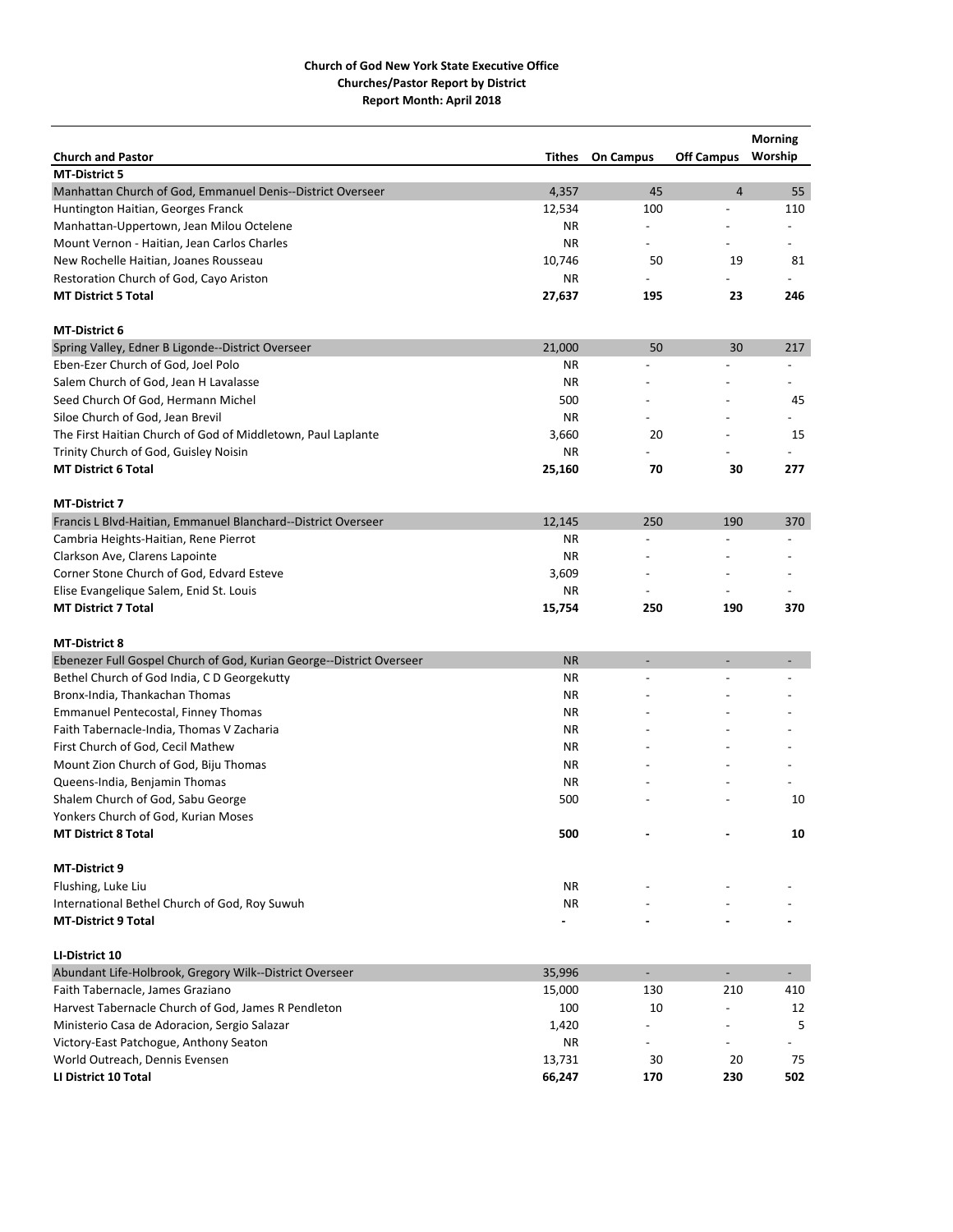**Church of God New York State Executive Office**
**Churches/Pastor Report by District**
**Report Month: April 2018**

| Church and Pastor | Tithes | On Campus | Off Campus | Morning Worship |
|---|---|---|---|---|
| **MT-District 5** | | | | |
| Manhattan Church of God, Emmanuel Denis--District Overseer | 4,357 | 45 | 4 | 55 |
| Huntington Haitian, Georges Franck | 12,534 | 100 | - | 110 |
| Manhattan-Uppertown, Jean Milou Octelene | NR | - | - | - |
| Mount Vernon - Haitian, Jean Carlos Charles | NR | - | - | - |
| New Rochelle Haitian, Joanes Rousseau | 10,746 | 50 | 19 | 81 |
| Restoration Church of God, Cayo Ariston | NR | - | - | - |
| **MT District 5 Total** | **27,637** | **195** | **23** | **246** |
| | | | | |
| **MT-District 6** | | | | |
| Spring Valley, Edner B Ligonde--District Overseer | 21,000 | 50 | 30 | 217 |
| Eben-Ezer Church of God, Joel Polo | NR | - | - | - |
| Salem Church of God, Jean H Lavalasse | NR | - | - | - |
| Seed Church Of God, Hermann Michel | 500 | - | - | 45 |
| Siloe Church of God, Jean Brevil | NR | - | - | - |
| The First Haitian Church of God of Middletown, Paul Laplante | 3,660 | 20 | - | 15 |
| Trinity Church of God, Guisley Noisin | NR | - | - | - |
| **MT District 6 Total** | **25,160** | **70** | **30** | **277** |
| | | | | |
| **MT-District 7** | | | | |
| Francis L Blvd-Haitian, Emmanuel Blanchard--District Overseer | 12,145 | 250 | 190 | 370 |
| Cambria Heights-Haitian, Rene Pierrot | NR | - | - | - |
| Clarkson Ave, Clarens Lapointe | NR | - | - | - |
| Corner Stone Church of God, Edvard Esteve | 3,609 | - | - | - |
| Elise Evangelique Salem, Enid St. Louis | NR | - | - | - |
| **MT District 7 Total** | **15,754** | **250** | **190** | **370** |
| | | | | |
| **MT-District 8** | | | | |
| Ebenezer Full Gospel Church of God, Kurian George--District Overseer | NR | - | - | - |
| Bethel Church of God India, C D Georgekutty | NR | - | - | - |
| Bronx-India, Thankachan Thomas | NR | - | - | - |
| Emmanuel Pentecostal, Finney Thomas | NR | - | - | - |
| Faith Tabernacle-India, Thomas V Zacharia | NR | - | - | - |
| First Church of God, Cecil Mathew | NR | - | - | - |
| Mount Zion Church of God, Biju Thomas | NR | - | - | - |
| Queens-India, Benjamin Thomas | NR | - | - | - |
| Shalem Church of God, Sabu George | 500 | - | - | 10 |
| Yonkers Church of God, Kurian Moses | | | | |
| **MT District 8 Total** | **500** | **-** | **-** | **10** |
| | | | | |
| **MT-District 9** | | | | |
| Flushing, Luke Liu | NR | - | - | - |
| International Bethel Church of God, Roy Suwuh | NR | - | - | - |
| **MT-District 9 Total** | **-** | **-** | **-** | **-** |
| | | | | |
| **LI-District 10** | | | | |
| Abundant Life-Holbrook, Gregory Wilk--District Overseer | 35,996 | - | - | - |
| Faith Tabernacle, James Graziano | 15,000 | 130 | 210 | 410 |
| Harvest Tabernacle Church of God, James R Pendleton | 100 | 10 | - | 12 |
| Ministerio Casa de Adoracion, Sergio Salazar | 1,420 | - | - | 5 |
| Victory-East Patchogue, Anthony Seaton | NR | - | - | - |
| World Outreach, Dennis Evensen | 13,731 | 30 | 20 | 75 |
| **LI District 10 Total** | **66,247** | **170** | **230** | **502** |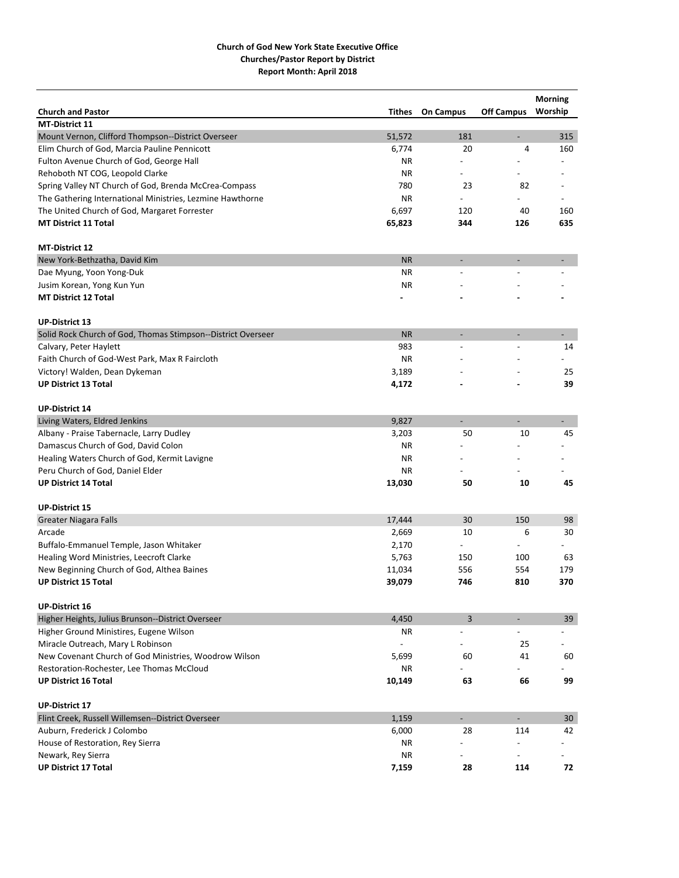**Church of God New York State Executive Office**
**Churches/Pastor Report by District**
**Report Month: April 2018**

| Church and Pastor | Tithes | On Campus | Off Campus | Morning Worship |
|---|---|---|---|---|
| **MT-District 11** | | | | |
| Mount Vernon, Clifford Thompson--District Overseer | 51,572 | 181 | - | 315 |
| Elim Church of God, Marcia Pauline Pennicott | 6,774 | 20 | 4 | 160 |
| Fulton Avenue Church of God, George Hall | NR | - | - | - |
| Rehoboth NT COG, Leopold Clarke | NR | - | - | - |
| Spring Valley NT Church of God, Brenda McCrea-Compass | 780 | 23 | 82 | - |
| The Gathering International Ministries, Lezmine Hawthorne | NR | - | - | - |
| The United Church of God, Margaret Forrester | 6,697 | 120 | 40 | 160 |
| **MT District 11 Total** | **65,823** | **344** | **126** | **635** |
| | | | | |
| **MT-District 12** | | | | |
| New York-Bethzatha, David Kim | NR | - | - | - |
| Dae Myung, Yoon Yong-Duk | NR | - | - | - |
| Jusim Korean, Yong Kun Yun | NR | - | - | - |
| **MT District 12 Total** | **-** | **-** | **-** | **-** |
| | | | | |
| **UP-District 13** | | | | |
| Solid Rock Church of God, Thomas Stimpson--District Overseer | NR | - | - | - |
| Calvary, Peter Haylett | 983 | - | - | 14 |
| Faith Church of God-West Park, Max R Faircloth | NR | - | - | - |
| Victory! Walden, Dean Dykeman | 3,189 | - | - | 25 |
| **UP District 13 Total** | **4,172** | **-** | **-** | **39** |
| | | | | |
| **UP-District 14** | | | | |
| Living Waters, Eldred Jenkins | 9,827 | - | - | - |
| Albany - Praise Tabernacle, Larry Dudley | 3,203 | 50 | 10 | 45 |
| Damascus Church of God, David Colon | NR | - | - | - |
| Healing Waters Church of God, Kermit Lavigne | NR | - | - | - |
| Peru Church of God, Daniel Elder | NR | - | - | - |
| **UP District 14 Total** | **13,030** | **50** | **10** | **45** |
| | | | | |
| **UP-District 15** | | | | |
| Greater Niagara Falls | 17,444 | 30 | 150 | 98 |
| Arcade | 2,669 | 10 | 6 | 30 |
| Buffalo-Emmanuel Temple, Jason Whitaker | 2,170 | - | - | - |
| Healing Word Ministries, Leecroft Clarke | 5,763 | 150 | 100 | 63 |
| New Beginning Church of God, Althea Baines | 11,034 | 556 | 554 | 179 |
| **UP District 15 Total** | **39,079** | **746** | **810** | **370** |
| | | | | |
| **UP-District 16** | | | | |
| Higher Heights, Julius Brunson--District Overseer | 4,450 | 3 | - | 39 |
| Higher Ground Ministires, Eugene Wilson | NR | - | - | - |
| Miracle Outreach, Mary L Robinson | - | - | 25 | - |
| New Covenant Church of God Ministries, Woodrow Wilson | 5,699 | 60 | 41 | 60 |
| Restoration-Rochester, Lee Thomas McCloud | NR | - | - | - |
| **UP District 16 Total** | **10,149** | **63** | **66** | **99** |
| | | | | |
| **UP-District 17** | | | | |
| Flint Creek, Russell Willemsen--District Overseer | 1,159 | - | - | 30 |
| Auburn, Frederick J Colombo | 6,000 | 28 | 114 | 42 |
| House of Restoration, Rey Sierra | NR | - | - | - |
| Newark, Rey Sierra | NR | - | - | - |
| **UP District 17 Total** | **7,159** | **28** | **114** | **72** |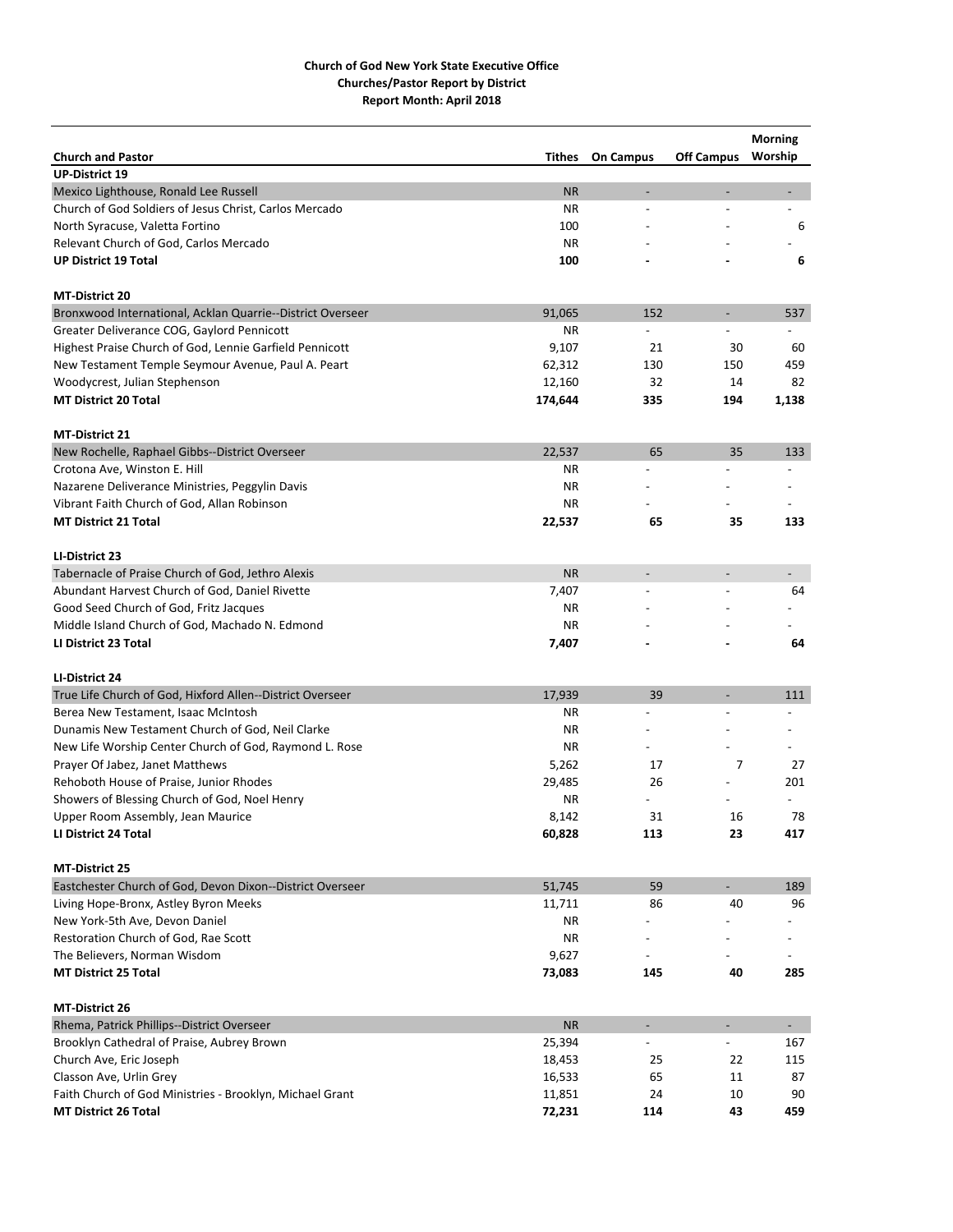**Church of God New York State Executive Office**
**Churches/Pastor Report by District**
**Report Month: April 2018**

| Church and Pastor | Tithes | On Campus | Off Campus | Morning Worship |
|---|---|---|---|---|
| **UP-District 19** | | | | |
| Mexico Lighthouse, Ronald Lee Russell | NR | - | - | - |
| Church of God Soldiers of Jesus Christ, Carlos Mercado | NR | - | - | - |
| North Syracuse, Valetta Fortino | 100 | - | - | 6 |
| Relevant Church of God, Carlos Mercado | NR | - | - | - |
| **UP District 19 Total** | **100** | **-** | **-** | **6** |
| **MT-District 20** | | | | |
| Bronxwood International, Acklan Quarrie--District Overseer | 91,065 | 152 | - | 537 |
| Greater Deliverance COG, Gaylord Pennicott | NR | - | - | - |
| Highest Praise Church of God, Lennie Garfield Pennicott | 9,107 | 21 | 30 | 60 |
| New Testament Temple Seymour Avenue, Paul A. Peart | 62,312 | 130 | 150 | 459 |
| Woodycrest, Julian Stephenson | 12,160 | 32 | 14 | 82 |
| **MT District 20 Total** | **174,644** | **335** | **194** | **1,138** |
| **MT-District 21** | | | | |
| New Rochelle, Raphael Gibbs--District Overseer | 22,537 | 65 | 35 | 133 |
| Crotona Ave, Winston E. Hill | NR | - | - | - |
| Nazarene Deliverance Ministries, Peggylin Davis | NR | - | - | - |
| Vibrant Faith Church of God, Allan Robinson | NR | - | - | - |
| **MT District 21 Total** | **22,537** | **65** | **35** | **133** |
| **LI-District 23** | | | | |
| Tabernacle of Praise Church of God, Jethro Alexis | NR | - | - | - |
| Abundant Harvest Church of God, Daniel Rivette | 7,407 | - | - | 64 |
| Good Seed Church of God, Fritz Jacques | NR | - | - | - |
| Middle Island Church of God, Machado N. Edmond | NR | - | - | - |
| **LI District 23 Total** | **7,407** | **-** | **-** | **64** |
| **LI-District 24** | | | | |
| True Life Church of God, Hixford Allen--District Overseer | 17,939 | 39 | - | 111 |
| Berea New Testament, Isaac McIntosh | NR | - | - | - |
| Dunamis New Testament Church of God, Neil Clarke | NR | - | - | - |
| New Life Worship Center Church of God, Raymond L. Rose | NR | - | - | - |
| Prayer Of Jabez, Janet Matthews | 5,262 | 17 | 7 | 27 |
| Rehoboth House of Praise, Junior Rhodes | 29,485 | 26 | - | 201 |
| Showers of Blessing Church of God, Noel Henry | NR | - | - | - |
| Upper Room Assembly, Jean Maurice | 8,142 | 31 | 16 | 78 |
| **LI District 24 Total** | **60,828** | **113** | **23** | **417** |
| **MT-District 25** | | | | |
| Eastchester Church of God, Devon Dixon--District Overseer | 51,745 | 59 | - | 189 |
| Living Hope-Bronx, Astley Byron Meeks | 11,711 | 86 | 40 | 96 |
| New York-5th Ave, Devon Daniel | NR | - | - | - |
| Restoration Church of God, Rae Scott | NR | - | - | - |
| The Believers, Norman Wisdom | 9,627 | - | - | - |
| **MT District 25 Total** | **73,083** | **145** | **40** | **285** |
| **MT-District 26** | | | | |
| Rhema, Patrick Phillips--District Overseer | NR | - | - | - |
| Brooklyn Cathedral of Praise, Aubrey Brown | 25,394 | - | - | 167 |
| Church Ave, Eric Joseph | 18,453 | 25 | 22 | 115 |
| Classon Ave, Urlin Grey | 16,533 | 65 | 11 | 87 |
| Faith Church of God Ministries - Brooklyn, Michael Grant | 11,851 | 24 | 10 | 90 |
| **MT District 26 Total** | **72,231** | **114** | **43** | **459** |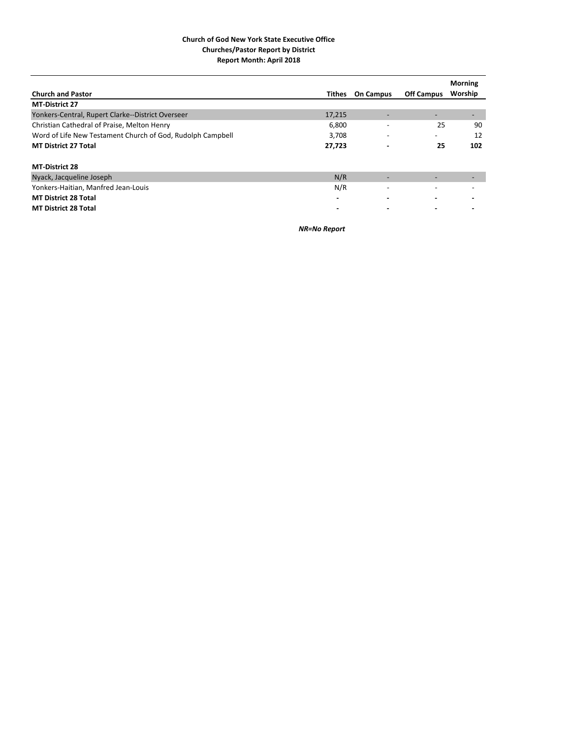**Church of God New York State Executive Office**
**Churches/Pastor Report by District**
**Report Month: April 2018**

| Church and Pastor | Tithes | On Campus | Off Campus | Morning Worship |
|---|---|---|---|---|
| **MT-District 27** | | | | |
| Yonkers-Central, Rupert Clarke--District Overseer | 17,215 | - | - | - |
| Christian Cathedral of Praise, Melton Henry | 6,800 | - | 25 | 90 |
| Word of Life New Testament Church of God, Rudolph Campbell | 3,708 | - | - | 12 |
| **MT District 27 Total** | **27,723** | **-** | **25** | **102** |
| | | | | |
| **MT-District 28** | | | | |
| Nyack, Jacqueline Joseph | N/R | - | - | - |
| Yonkers-Haitian, Manfred Jean-Louis | N/R | - | - | - |
| **MT District 28 Total** | **-** | **-** | **-** | **-** |
| **MT District 28 Total** | **-** | **-** | **-** | **-** |

***NR=No Report***